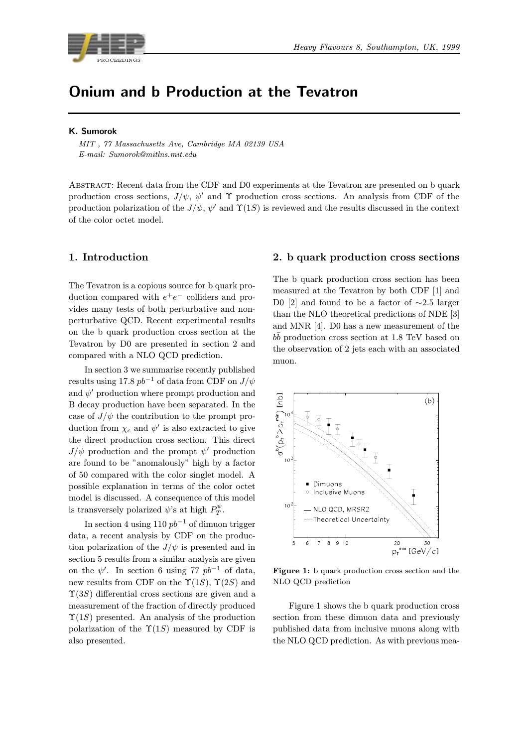# Onium and b Production at the Tevatron

**K. Sumorok**

*MIT , 77 Massachusetts Ave, Cambridge MA 02139 USA*
*E-mail: Sumorok@mitlns.mit.edu*

Abstract: Recent data from the CDF and D0 experiments at the Tevatron are presented on b quark production cross sections, $J/\psi$, $\psi'$ and $\Upsilon$ production cross sections. An analysis from CDF of the production polarization of the $J/\psi$, $\psi'$ and $\Upsilon(1S)$ is reviewed and the results discussed in the context of the color octet model.

## 1. Introduction

The Tevatron is a copious source for b quark production compared with $e^+e^-$ colliders and provides many tests of both perturbative and non-perturbative QCD. Recent experimental results on the b quark production cross section at the Tevatron by D0 are presented in section 2 and compared with a NLO QCD prediction.

In section 3 we summarise recently published results using 17.8 $pb^{-1}$ of data from CDF on $J/\psi$ and $\psi'$ production where prompt production and B decay production have been separated. In the case of $J/\psi$ the contribution to the prompt production from $\chi_c$ and $\psi'$ is also extracted to give the direct production cross section. This direct $J/\psi$ production and the prompt $\psi'$ production are found to be "anomalously" high by a factor of 50 compared with the color singlet model. A possible explanation in terms of the color octet model is discussed. A consequence of this model is transversely polarized $\psi$'s at high $P_T^{\psi}$.

In section 4 using 110 $pb^{-1}$ of dimuon trigger data, a recent analysis by CDF on the production polarization of the $J/\psi$ is presented and in section 5 results from a similar analysis are given on the $\psi'$. In section 6 using 77 $pb^{-1}$ of data, new results from CDF on the $\Upsilon(1S)$, $\Upsilon(2S)$ and $\Upsilon(3S)$ differential cross sections are given and a measurement of the fraction of directly produced $\Upsilon(1S)$ presented. An analysis of the production polarization of the $\Upsilon(1S)$ measured by CDF is also presented.

## 2. b quark production cross sections

The b quark production cross section has been measured at the Tevatron by both CDF [1] and D0 [2] and found to be a factor of ~2.5 larger than the NLO theoretical predictions of NDE [3] and MNR [4]. D0 has a new measurement of the $b\bar{b}$ production cross section at 1.8 TeV based on the observation of 2 jets each with an associated muon.

**Figure 1:** b quark production cross section and the NLO QCD prediction

Figure 1 shows the b quark production cross section from these dimuon data and previously published data from inclusive muons along with the NLO QCD prediction. As with previous mea-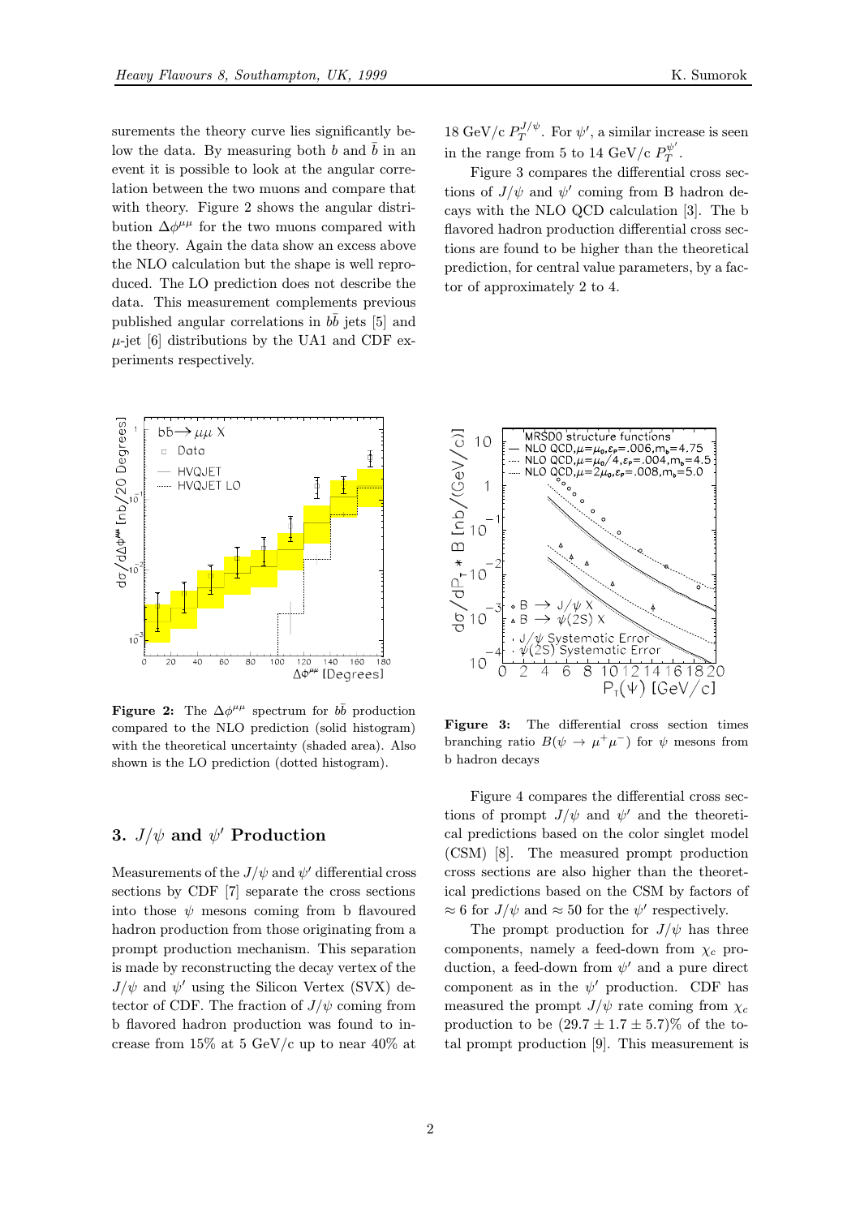surements the theory curve lies significantly below the data. By measuring both $b$ and $\bar{b}$ in an event it is possible to look at the angular correlation between the two muons and compare that with theory. Figure 2 shows the angular distribution $\Delta\phi^{\mu\mu}$ for the two muons compared with the theory. Again the data show an excess above the NLO calculation but the shape is well reproduced. The LO prediction does not describe the data. This measurement complements previous published angular correlations in $b\bar{b}$ jets [5] and $\mu$-jet [6] distributions by the UA1 and CDF experiments respectively.

**Figure 2:** The $\Delta\phi^{\mu\mu}$ spectrum for $b\bar{b}$ production compared to the NLO prediction (solid histogram) with the theoretical uncertainty (shaded area). Also shown is the LO prediction (dotted histogram).

## 3. $J/\psi$ and $\psi'$ Production

Measurements of the $J/\psi$ and $\psi'$ differential cross sections by CDF [7] separate the cross sections into those $\psi$ mesons coming from b flavoured hadron production from those originating from a prompt production mechanism. This separation is made by reconstructing the decay vertex of the $J/\psi$ and $\psi'$ using the Silicon Vertex (SVX) detector of CDF. The fraction of $J/\psi$ coming from b flavored hadron production was found to increase from 15% at 5 GeV/c up to near 40% at 18 GeV/c $P_T^{J/\psi}$. For $\psi'$, a similar increase is seen in the range from 5 to 14 GeV/c $P_T^{\psi'}$.

Figure 3 compares the differential cross sections of $J/\psi$ and $\psi'$ coming from B hadron decays with the NLO QCD calculation [3]. The b flavored hadron production differential cross sections are found to be higher than the theoretical prediction, for central value parameters, by a factor of approximately 2 to 4.

**Figure 3:** The differential cross section times branching ratio $B(\psi \to \mu^+\mu^-)$ for $\psi$ mesons from b hadron decays

Figure 4 compares the differential cross sections of prompt $J/\psi$ and $\psi'$ and the theoretical predictions based on the color singlet model (CSM) [8]. The measured prompt production cross sections are also higher than the theoretical predictions based on the CSM by factors of $\approx 6$ for $J/\psi$ and $\approx 50$ for the $\psi'$ respectively.

The prompt production for $J/\psi$ has three components, namely a feed-down from $\chi_c$ production, a feed-down from $\psi'$ and a pure direct component as in the $\psi'$ production. CDF has measured the prompt $J/\psi$ rate coming from $\chi_c$ production to be $(29.7 \pm 1.7 \pm 5.7)$% of the total prompt production [9]. This measurement is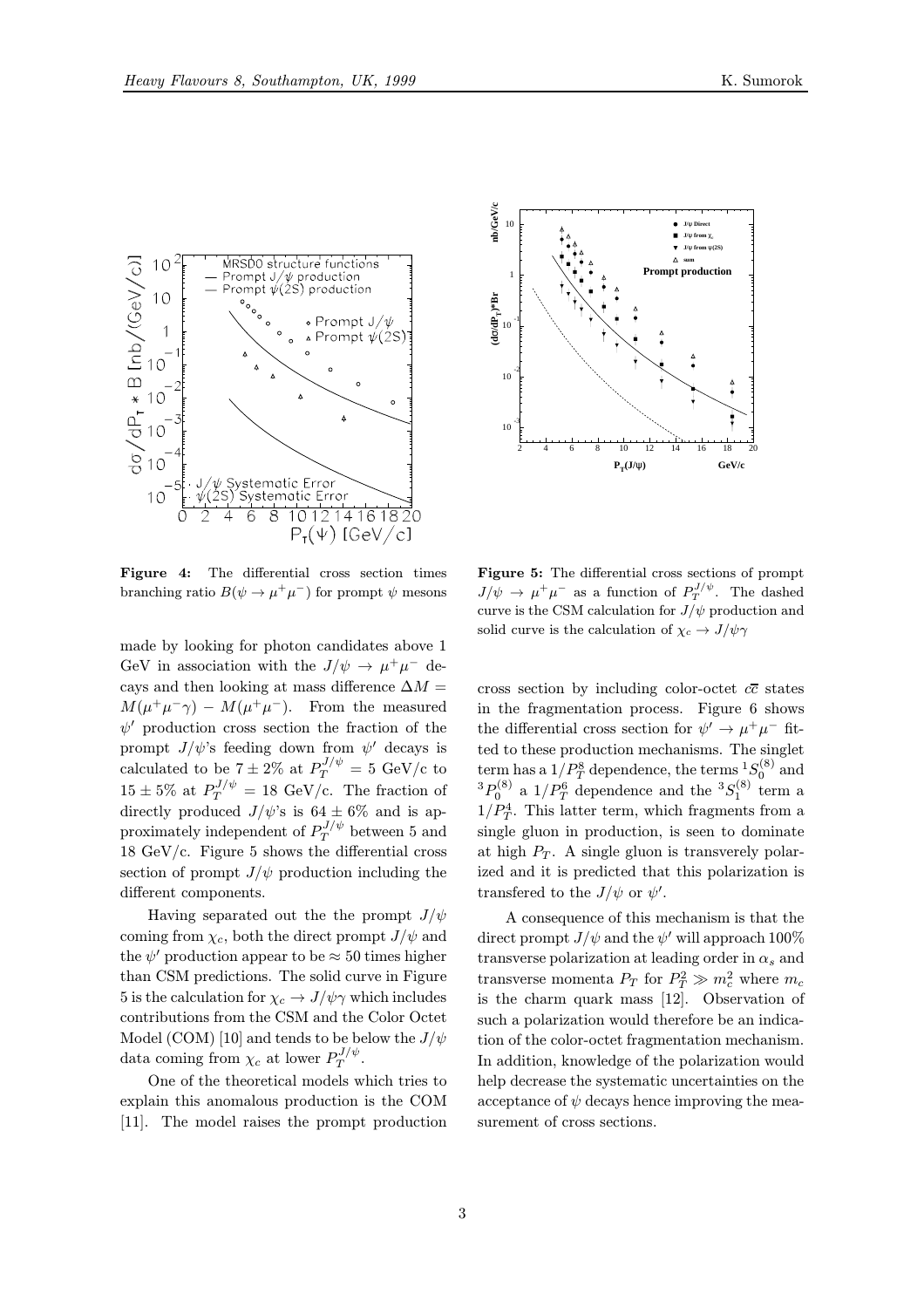**Figure 4:** The differential cross section times branching ratio $B(\psi \to \mu^+\mu^-)$ for prompt $\psi$ mesons

**Figure 5:** The differential cross sections of prompt $J/\psi \to \mu^+\mu^-$ as a function of $P_T^{J/\psi}$. The dashed curve is the CSM calculation for $J/\psi$ production and solid curve is the calculation of $\chi_c \to J/\psi\gamma$

made by looking for photon candidates above 1 GeV in association with the $J/\psi \to \mu^+\mu^-$ decays and then looking at mass difference $\Delta M = M(\mu^+\mu^-\gamma) - M(\mu^+\mu^-)$. From the measured $\psi'$ production cross section the fraction of the prompt $J/\psi$'s feeding down from $\psi'$ decays is calculated to be $7 \pm 2\%$ at $P_T^{J/\psi} = 5$ GeV/c to $15 \pm 5\%$ at $P_T^{J/\psi} = 18$ GeV/c. The fraction of directly produced $J/\psi$'s is $64 \pm 6\%$ and is approximately independent of $P_T^{J/\psi}$ between 5 and 18 GeV/c. Figure 5 shows the differential cross section of prompt $J/\psi$ production including the different components.

Having separated out the the prompt $J/\psi$ coming from $\chi_c$, both the direct prompt $J/\psi$ and the $\psi'$ production appear to be $\approx 50$ times higher than CSM predictions. The solid curve in Figure 5 is the calculation for $\chi_c \to J/\psi\gamma$ which includes contributions from the CSM and the Color Octet Model (COM) [10] and tends to be below the $J/\psi$ data coming from $\chi_c$ at lower $P_T^{J/\psi}$.

One of the theoretical models which tries to explain this anomalous production is the COM [11]. The model raises the prompt production cross section by including color-octet $c\overline{c}$ states in the fragmentation process. Figure 6 shows the differential cross section for $\psi' \to \mu^+\mu^-$ fitted to these production mechanisms. The singlet term has a $1/P_T^8$ dependence, the terms ${}^1S_0^{(8)}$ and ${}^3P_0^{(8)}$ a $1/P_T^6$ dependence and the ${}^3S_1^{(8)}$ term a $1/P_T^4$. This latter term, which fragments from a single gluon in production, is seen to dominate at high $P_T$. A single gluon is transverely polarized and it is predicted that this polarization is transfered to the $J/\psi$ or $\psi'$.

A consequence of this mechanism is that the direct prompt $J/\psi$ and the $\psi'$ will approach 100% transverse polarization at leading order in $\alpha_s$ and transverse momenta $P_T$ for $P_T^2 \gg m_c^2$ where $m_c$ is the charm quark mass [12]. Observation of such a polarization would therefore be an indication of the color-octet fragmentation mechanism. In addition, knowledge of the polarization would help decrease the systematic uncertainties on the acceptance of $\psi$ decays hence improving the measurement of cross sections.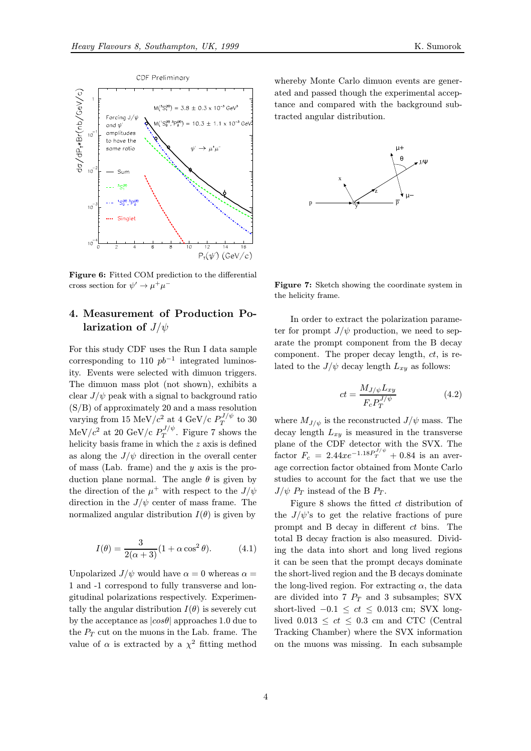**Figure 6:** Fitted COM prediction to the differential cross section for $\psi' \to \mu^+\mu^-$

## 4. Measurement of Production Polarization of $J/\psi$

For this study CDF uses the Run I data sample corresponding to 110 $pb^{-1}$ integrated luminosity. Events were selected with dimuon triggers. The dimuon mass plot (not shown), exhibits a clear $J/\psi$ peak with a signal to background ratio (S/B) of approximately 20 and a mass resolution varying from 15 MeV/$c^2$ at 4 GeV/c $P_T^{J/\psi}$ to 30 MeV/$c^2$ at 20 GeV/c $P_T^{J/\psi}$. Figure 7 shows the helicity basis frame in which the $z$ axis is defined as along the $J/\psi$ direction in the overall center of mass (Lab. frame) and the $y$ axis is the production plane normal. The angle $\theta$ is given by the direction of the $\mu^+$ with respect to the $J/\psi$ direction in the $J/\psi$ center of mass frame. The normalized angular distribution $I(\theta)$ is given by

$$I(\theta) = \frac{3}{2(\alpha+3)}(1 + \alpha\cos^2\theta). \qquad (4.1)$$

Unpolarized $J/\psi$ would have $\alpha = 0$ whereas $\alpha =$ 1 and -1 correspond to fully transverse and longitudinal polarizations respectively. Experimentally the angular distribution $I(\theta)$ is severely cut by the acceptance as $|cos\theta|$ approaches 1.0 due to the $P_T$ cut on the muons in the Lab. frame. The value of $\alpha$ is extracted by a $\chi^2$ fitting method whereby Monte Carlo dimuon events are generated and passed though the experimental acceptance and compared with the background subtracted angular distribution.

**Figure 7:** Sketch showing the coordinate system in the helicity frame.

In order to extract the polarization parameter for prompt $J/\psi$ production, we need to separate the prompt component from the B decay component. The proper decay length, $ct$, is related to the $J/\psi$ decay length $L_{xy}$ as follows:

$$ct = \frac{M_{J/\psi} L_{xy}}{F_c P_T^{J/\psi}} \qquad (4.2)$$

where $M_{J/\psi}$ is the reconstructed $J/\psi$ mass. The decay length $L_{xy}$ is measured in the transverse plane of the CDF detector with the SVX. The factor $F_c = 2.44xe^{-1.18P_T^{J/\psi}} + 0.84$ is an average correction factor obtained from Monte Carlo studies to account for the fact that we use the $J/\psi$ $P_T$ instead of the B $P_T$.

Figure 8 shows the fitted $ct$ distribution of the $J/\psi$'s to get the relative fractions of pure prompt and B decay in different $ct$ bins. The total B decay fraction is also measured. Dividing the data into short and long lived regions it can be seen that the prompt decays dominate the short-lived region and the B decays dominate the long-lived region. For extracting $\alpha$, the data are divided into 7 $P_T$ and 3 subsamples; SVX short-lived $-0.1 \leq ct \leq 0.013$ cm; SVX long-lived $0.013 \leq ct \leq 0.3$ cm and CTC (Central Tracking Chamber) where the SVX information on the muons was missing. In each subsample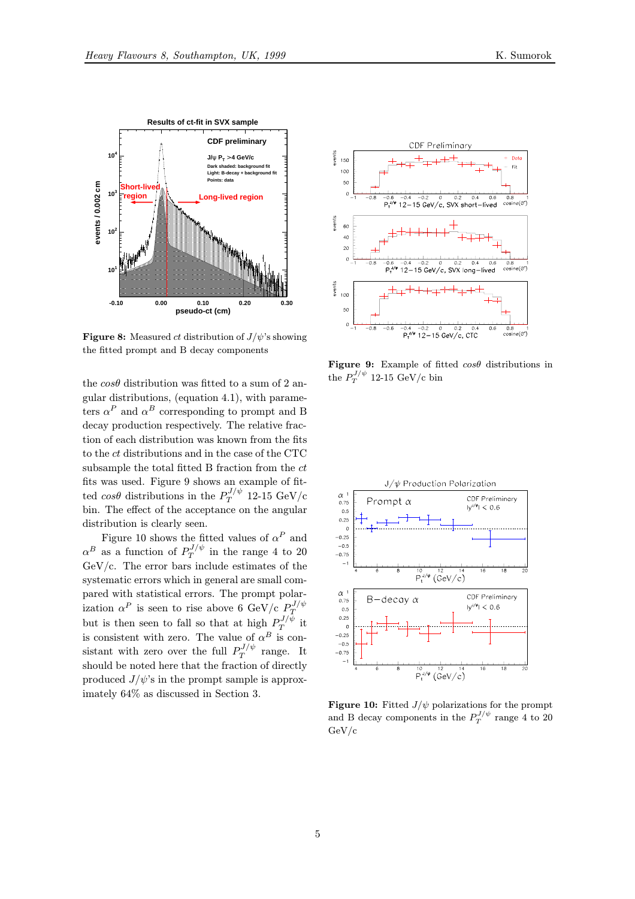**Figure 8:** Measured $ct$ distribution of $J/\psi$'s showing the fitted prompt and B decay components

**Figure 9:** Example of fitted $cos\theta$ distributions in the $P_T^{J/\psi}$ 12-15 GeV/c bin

the $cos\theta$ distribution was fitted to a sum of 2 angular distributions, (equation 4.1), with parameters $\alpha^P$ and $\alpha^B$ corresponding to prompt and B decay production respectively. The relative fraction of each distribution was known from the fits to the $ct$ distributions and in the case of the CTC subsample the total fitted B fraction from the $ct$ fits was used. Figure 9 shows an example of fitted $cos\theta$ distributions in the $P_T^{J/\psi}$ 12-15 GeV/c bin. The effect of the acceptance on the angular distribution is clearly seen.

Figure 10 shows the fitted values of $\alpha^P$ and $\alpha^B$ as a function of $P_T^{J/\psi}$ in the range 4 to 20 GeV/c. The error bars include estimates of the systematic errors which in general are small compared with statistical errors. The prompt polarization $\alpha^P$ is seen to rise above 6 GeV/c $P_T^{J/\psi}$ but is then seen to fall so that at high $P_T^{J/\psi}$ it is consistent with zero. The value of $\alpha^B$ is consistent with zero over the full $P_T^{J/\psi}$ range. It should be noted here that the fraction of directly produced $J/\psi$'s in the prompt sample is approximately 64% as discussed in Section 3.

**Figure 10:** Fitted $J/\psi$ polarizations for the prompt and B decay components in the $P_T^{J/\psi}$ range 4 to 20 GeV/c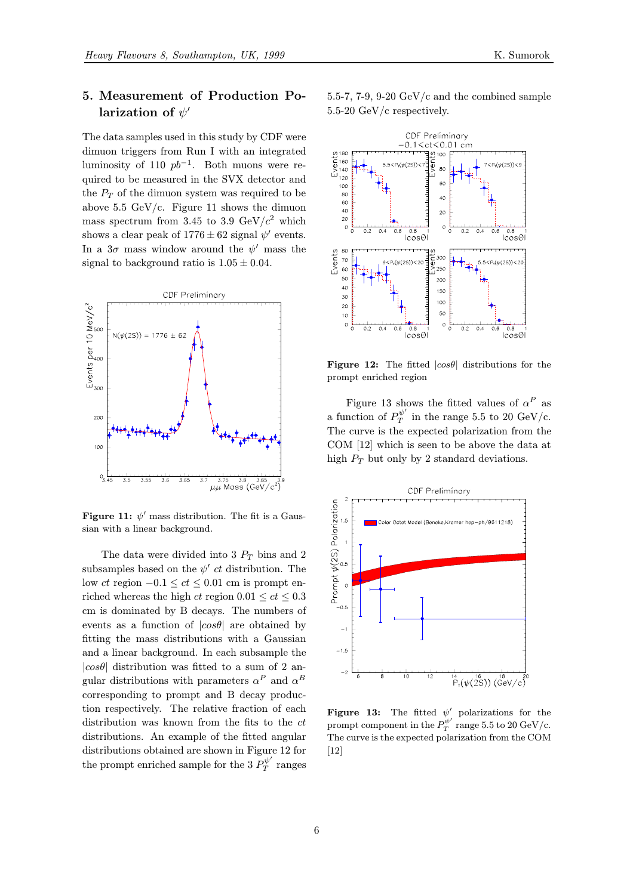## 5. Measurement of Production Polarization of $\psi'$

The data samples used in this study by CDF were dimuon triggers from Run I with an integrated luminosity of 110 $pb^{-1}$. Both muons were required to be measured in the SVX detector and the $P_T$ of the dimuon system was required to be above 5.5 GeV/c. Figure 11 shows the dimuon mass spectrum from 3.45 to 3.9 GeV/$c^2$ which shows a clear peak of $1776 \pm 62$ signal $\psi'$ events. In a $3\sigma$ mass window around the $\psi'$ mass the signal to background ratio is $1.05 \pm 0.04$.

**Figure 11:** $\psi'$ mass distribution. The fit is a Gaussian with a linear background.

The data were divided into 3 $P_T$ bins and 2 subsamples based on the $\psi'$ $ct$ distribution. The low $ct$ region $-0.1 \leq ct \leq 0.01$ cm is prompt enriched whereas the high $ct$ region $0.01 \leq ct \leq 0.3$ cm is dominated by B decays. The numbers of events as a function of $|cos\theta|$ are obtained by fitting the mass distributions with a Gaussian and a linear background. In each subsample the $|cos\theta|$ distribution was fitted to a sum of 2 angular distributions with parameters $\alpha^P$ and $\alpha^B$ corresponding to prompt and B decay production respectively. The relative fraction of each distribution was known from the fits to the $ct$ distributions. An example of the fitted angular distributions obtained are shown in Figure 12 for the prompt enriched sample for the 3 $P_T^{\psi'}$ ranges 5.5-7, 7-9, 9-20 GeV/c and the combined sample 5.5-20 GeV/c respectively.

**Figure 12:** The fitted $|cos\theta|$ distributions for the prompt enriched region

Figure 13 shows the fitted values of $\alpha^P$ as a function of $P_T^{\psi'}$ in the range 5.5 to 20 GeV/c. The curve is the expected polarization from the COM [12] which is seen to be above the data at high $P_T$ but only by 2 standard deviations.

**Figure 13:** The fitted $\psi'$ polarizations for the prompt component in the $P_T^{\psi'}$ range 5.5 to 20 GeV/c. The curve is the expected polarization from the COM [12]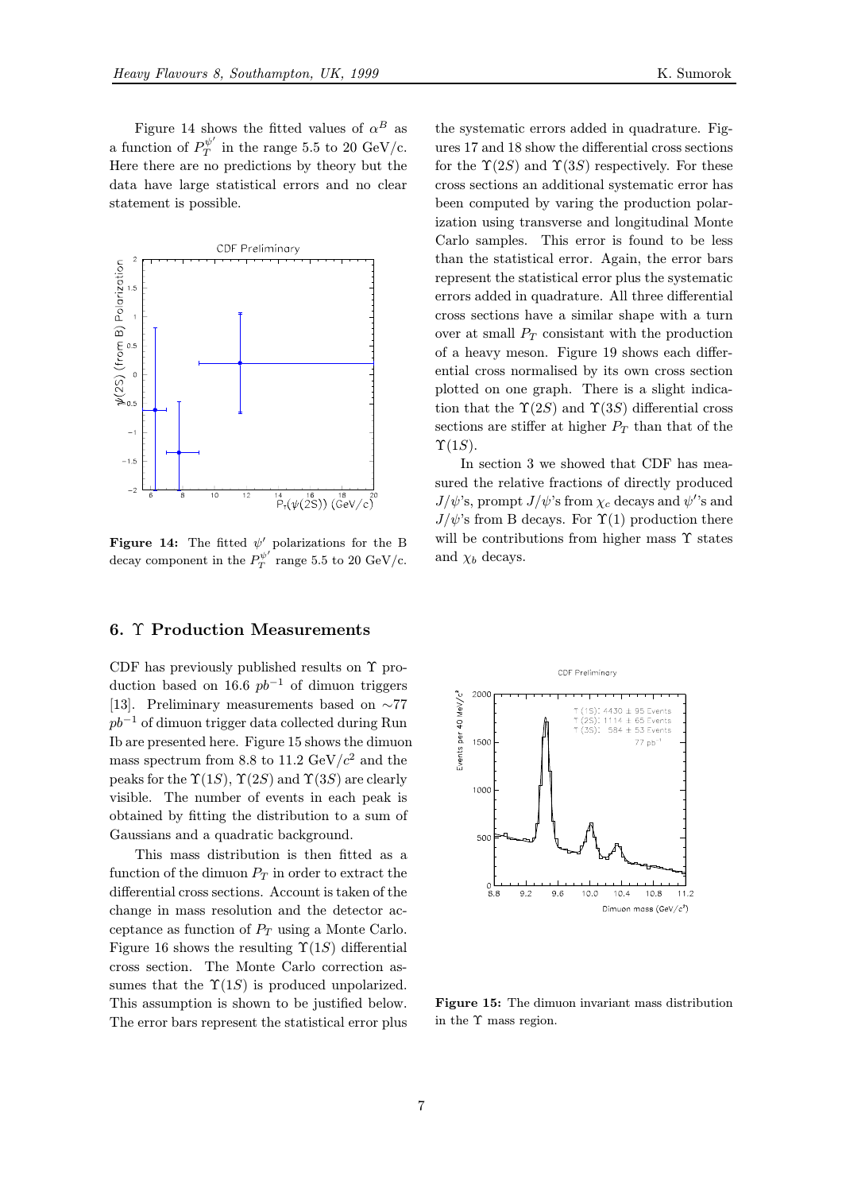Figure 14 shows the fitted values of $\alpha^B$ as a function of $P_T^{\psi'}$ in the range 5.5 to 20 GeV/c. Here there are no predictions by theory but the data have large statistical errors and no clear statement is possible.

**Figure 14:** The fitted $\psi'$ polarizations for the B decay component in the $P_T^{\psi'}$ range 5.5 to 20 GeV/c.

## 6. $\Upsilon$ Production Measurements

CDF has previously published results on $\Upsilon$ production based on 16.6 $pb^{-1}$ of dimuon triggers [13]. Preliminary measurements based on $\sim$77 $pb^{-1}$ of dimuon trigger data collected during Run Ib are presented here. Figure 15 shows the dimuon mass spectrum from 8.8 to 11.2 GeV/$c^2$ and the peaks for the $\Upsilon(1S)$, $\Upsilon(2S)$ and $\Upsilon(3S)$ are clearly visible. The number of events in each peak is obtained by fitting the distribution to a sum of Gaussians and a quadratic background.

This mass distribution is then fitted as a function of the dimuon $P_T$ in order to extract the differential cross sections. Account is taken of the change in mass resolution and the detector acceptance as function of $P_T$ using a Monte Carlo. Figure 16 shows the resulting $\Upsilon(1S)$ differential cross section. The Monte Carlo correction assumes that the $\Upsilon(1S)$ is produced unpolarized. This assumption is shown to be justified below. The error bars represent the statistical error plus the systematic errors added in quadrature. Figures 17 and 18 show the differential cross sections for the $\Upsilon(2S)$ and $\Upsilon(3S)$ respectively. For these cross sections an additional systematic error has been computed by varing the production polarization using transverse and longitudinal Monte Carlo samples. This error is found to be less than the statistical error. Again, the error bars represent the statistical error plus the systematic errors added in quadrature. All three differential cross sections have a similar shape with a turn over at small $P_T$ consistant with the production of a heavy meson. Figure 19 shows each differential cross normalised by its own cross section plotted on one graph. There is a slight indication that the $\Upsilon(2S)$ and $\Upsilon(3S)$ differential cross sections are stiffer at higher $P_T$ than that of the $\Upsilon(1S)$.

In section 3 we showed that CDF has measured the relative fractions of directly produced $J/\psi$'s, prompt $J/\psi$'s from $\chi_c$ decays and $\psi'$'s and $J/\psi$'s from B decays. For $\Upsilon(1)$ production there will be contributions from higher mass $\Upsilon$ states and $\chi_b$ decays.

**Figure 15:** The dimuon invariant mass distribution in the $\Upsilon$ mass region.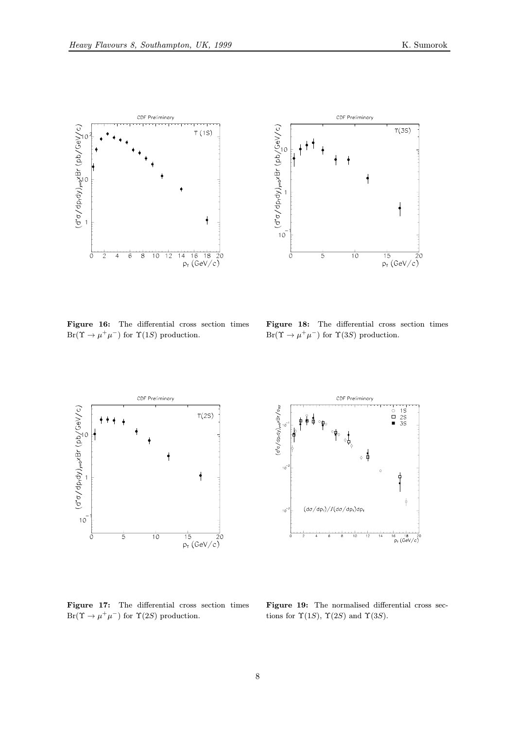Figure 16: The differential cross section times $\mathrm{Br}(\Upsilon \to \mu^+\mu^-)$ for $\Upsilon(1S)$ production.

Figure 18: The differential cross section times $\mathrm{Br}(\Upsilon \to \mu^+\mu^-)$ for $\Upsilon(3S)$ production.

Figure 17: The differential cross section times $\mathrm{Br}(\Upsilon \to \mu^+\mu^-)$ for $\Upsilon(2S)$ production.

Figure 19: The normalised differential cross sections for $\Upsilon(1S)$, $\Upsilon(2S)$ and $\Upsilon(3S)$.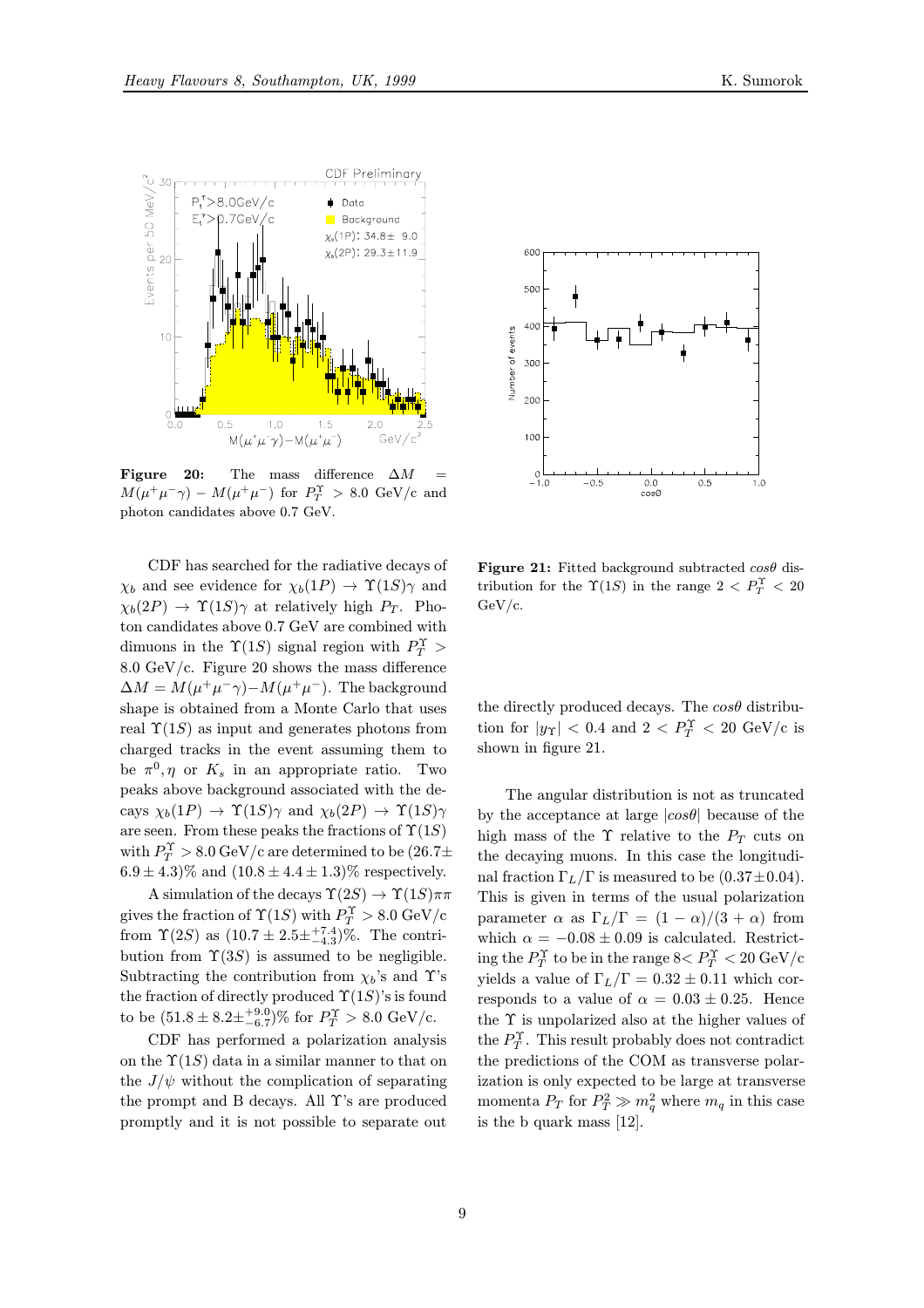**Figure 20:** The mass difference $\Delta M = M(\mu^+\mu^-\gamma) - M(\mu^+\mu^-)$ for $P_T^\Upsilon > 8.0$ GeV/c and photon candidates above 0.7 GeV.

CDF has searched for the radiative decays of $\chi_b$ and see evidence for $\chi_b(1P) \rightarrow \Upsilon(1S)\gamma$ and $\chi_b(2P) \rightarrow \Upsilon(1S)\gamma$ at relatively high $P_T$. Photon candidates above 0.7 GeV are combined with dimuons in the $\Upsilon(1S)$ signal region with $P_T^\Upsilon > 8.0$ GeV/c. Figure 20 shows the mass difference $\Delta M = M(\mu^+\mu^-\gamma) - M(\mu^+\mu^-)$. The background shape is obtained from a Monte Carlo that uses real $\Upsilon(1S)$ as input and generates photons from charged tracks in the event assuming them to be $\pi^0, \eta$ or $K_s$ in an appropriate ratio. Two peaks above background associated with the decays $\chi_b(1P) \rightarrow \Upsilon(1S)\gamma$ and $\chi_b(2P) \rightarrow \Upsilon(1S)\gamma$ are seen. From these peaks the fractions of $\Upsilon(1S)$ with $P_T^\Upsilon > 8.0$ GeV/c are determined to be $(26.7 \pm 6.9 \pm 4.3)\%$ and $(10.8 \pm 4.4 \pm 1.3)\%$ respectively.

A simulation of the decays $\Upsilon(2S) \rightarrow \Upsilon(1S)\pi\pi$ gives the fraction of $\Upsilon(1S)$ with $P_T^\Upsilon > 8.0$ GeV/c from $\Upsilon(2S)$ as $(10.7 \pm 2.5 \pm^{+7.4}_{-4.3})\%$. The contribution from $\Upsilon(3S)$ is assumed to be negligible. Subtracting the contribution from $\chi_b$'s and $\Upsilon$'s the fraction of directly produced $\Upsilon(1S)$'s is found to be $(51.8 \pm 8.2 \pm^{+9.0}_{-6.7})\%$ for $P_T^\Upsilon > 8.0$ GeV/c.

CDF has performed a polarization analysis on the $\Upsilon(1S)$ data in a similar manner to that on the $J/\psi$ without the complication of separating the prompt and B decays. All $\Upsilon$'s are produced promptly and it is not possible to separate out the directly produced decays. The $\cos\theta$ distribution for $|y_\Upsilon| < 0.4$ and $2 < P_T^\Upsilon < 20$ GeV/c is shown in figure 21.

**Figure 21:** Fitted background subtracted $\cos\theta$ distribution for the $\Upsilon(1S)$ in the range $2 < P_T^\Upsilon < 20$ GeV/c.

The angular distribution is not as truncated by the acceptance at large $|\cos\theta|$ because of the high mass of the $\Upsilon$ relative to the $P_T$ cuts on the decaying muons. In this case the longitudinal fraction $\Gamma_L/\Gamma$ is measured to be $(0.37 \pm 0.04)$. This is given in terms of the usual polarization parameter $\alpha$ as $\Gamma_L/\Gamma = (1-\alpha)/(3+\alpha)$ from which $\alpha = -0.08 \pm 0.09$ is calculated. Restricting the $P_T^\Upsilon$ to be in the range $8 < P_T^\Upsilon < 20$ GeV/c yields a value of $\Gamma_L/\Gamma = 0.32 \pm 0.11$ which corresponds to a value of $\alpha = 0.03 \pm 0.25$. Hence the $\Upsilon$ is unpolarized also at the higher values of the $P_T^\Upsilon$. This result probably does not contradict the predictions of the COM as transverse polarization is only expected to be large at transverse momenta $P_T$ for $P_T^2 \gg m_q^2$ where $m_q$ in this case is the b quark mass [12].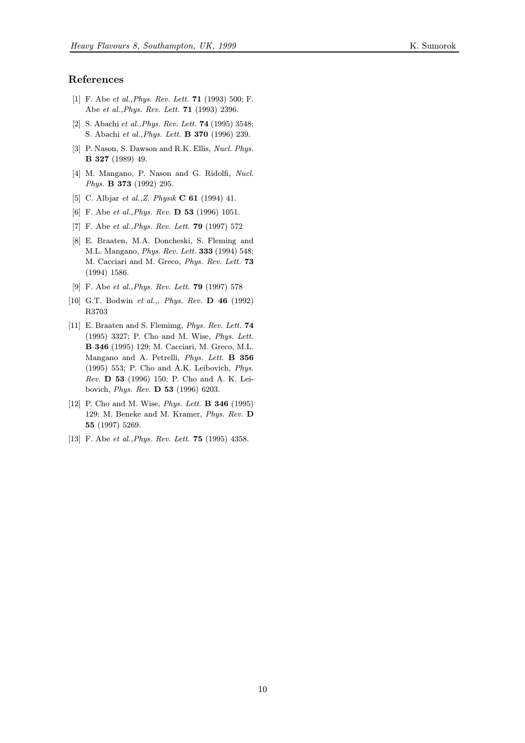## References

[1] F. Abe *et al.,Phys. Rev. Lett.* **71** (1993) 500; F. Abe *et al.,Phys. Rev. Lett.* **71** (1993) 2396.

[2] S. Abachi *et al.,Phys. Rev. Lett.* **74** (1995) 3548; S. Abachi *et al.,Phys. Lett.* **B 370** (1996) 239.

[3] P. Nason, S. Dawson and R.K. Ellis, *Nucl. Phys.* **B 327** (1989) 49.

[4] M. Mangano, P. Nason and G. Ridolfi, *Nucl. Phys.* **B 373** (1992) 295.

[5] C. Albjar *et al.,Z. Physik* **C 61** (1994) 41.

[6] F. Abe *et al.,Phys. Rev.* **D 53** (1996) 1051.

[7] F. Abe *et al.,Phys. Rev. Lett.* **79** (1997) 572

[8] E. Braaten, M.A. Doncheski, S. Fleming and M.L. Mangano, *Phys. Rev. Lett.* **333** (1994) 548; M. Cacciari and M. Greco, *Phys. Rev. Lett.* **73** (1994) 1586.

[9] F. Abe *et al.,Phys. Rev. Lett.* **79** (1997) 578

[10] G.T. Bodwin *et al.,*, *Phys. Rev.* **D 46** (1992) R3703

[11] E. Braaten and S. Flemimg, *Phys. Rev. Lett.* **74** (1995) 3327; P. Cho and M. Wise, *Phys. Lett.* **B 346** (1995) 129; M. Cacciari, M. Greco, M.L. Mangano and A. Petrelli, *Phys. Lett.* **B 356** (1995) 553; P. Cho and A.K. Leibovich, *Phys. Rev.* **D 53** (1996) 150; P. Cho and A. K. Leibovich, *Phys. Rev.* **D 53** (1996) 6203.

[12] P. Cho and M. Wise, *Phys. Lett.* **B 346** (1995) 129; M. Beneke and M. Kramer, *Phys. Rev.* **D 55** (1997) 5269.

[13] F. Abe *et al.,Phys. Rev. Lett.* **75** (1995) 4358.